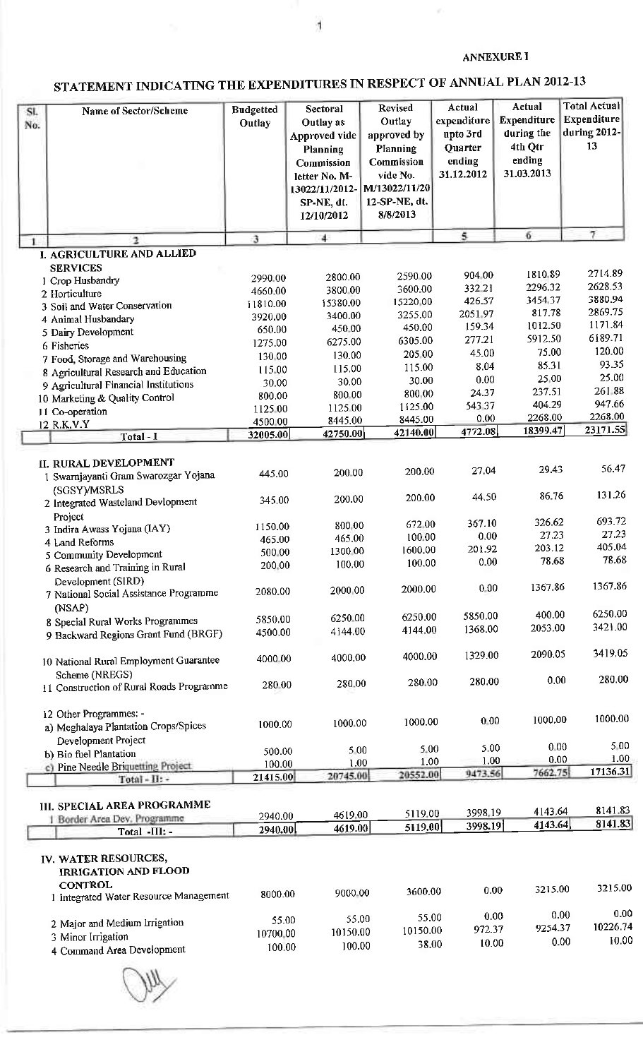ANNEXURE I

# STATEMENT INDICATING THE EXPENDITURES IN RESPECT OF ANNUAL PLAN 2012-13

| Sl. No. | Name of Sector/Scheme | Budgetted Outlay | Sectoral Outlay as Approved vide Planning Commission letter No. M-13022/11/2012-SP-NE, dt. 12/10/2012 | Revised Outlay approved by Planning Commission vide No. M/13022/11/2012-SP-NE, dt. 8/8/2013 | Actual expenditure upto 3rd Quarter ending 31.12.2012 | Actual Expenditure during the 4th Qtr ending 31.03.2013 | Total Actual Expenditure during 2012-13 |
|---|---|---|---|---|---|---|---|
| 1 | 2 | 3 | 4 | | 5 | 6 | 7 |
| | **I. AGRICULTURE AND ALLIED SERVICES** | | | | | | |
| | 1 Crop Husbandry | 2990.00 | 2800.00 | 2590.00 | 904.00 | 1810.89 | 2714.89 |
| | 2 Horticulture | 4660.00 | 3800.00 | 3600.00 | 332.21 | 2296.32 | 2628.53 |
| | 3 Soil and Water Conservation | 11810.00 | 15380.00 | 15220.00 | 426.57 | 3454.37 | 3880.94 |
| | 4 Animal Husbandary | 3920.00 | 3400.00 | 3255.00 | 2051.97 | 817.78 | 2869.75 |
| | 5 Dairy Development | 650.00 | 450.00 | 450.00 | 159.34 | 1012.50 | 1171.84 |
| | 6 Fisheries | 1275.00 | 6275.00 | 6305.00 | 277.21 | 5912.50 | 6189.71 |
| | 7 Food, Storage and Warehousing | 130.00 | 130.00 | 205.00 | 45.00 | 75.00 | 120.00 |
| | 8 Agricultural Research and Education | 115.00 | 115.00 | 115.00 | 8.04 | 85.31 | 93.35 |
| | 9 Agricultural Financial Institutions | 30.00 | 30.00 | 30.00 | 0.00 | 25.00 | 25.00 |
| | 10 Marketing & Quality Control | 800.00 | 800.00 | 800.00 | 24.37 | 237.51 | 261.88 |
| | 11 Co-operation | 1125.00 | 1125.00 | 1125.00 | 543.37 | 404.29 | 947.66 |
| | 12 R.K.V.Y | 4500.00 | 8445.00 | 8445.00 | 0.00 | 2268.00 | 2268.00 |
| | **Total - I** | **32005.00** | **42750.00** | **42140.00** | **4772.08** | **18399.47** | **23171.55** |
| | **II. RURAL DEVELOPMENT** | | | | | | |
| | 1 Swarnjayanti Gram Swarozgar Yojana (SGSY)/MSRLS | 445.00 | 200.00 | 200.00 | 27.04 | 29.43 | 56.47 |
| | 2 Integrated Wasteland Devlopment Project | 345.00 | 200.00 | 200.00 | 44.50 | 86.76 | 131.26 |
| | 3 Indira Awass Yojana (IAY) | 1150.00 | 800.00 | 672.00 | 367.10 | 326.62 | 693.72 |
| | 4 Land Reforms | 465.00 | 465.00 | 100.00 | 0.00 | 27.23 | 27.23 |
| | 5 Community Development | 500.00 | 1300.00 | 1600.00 | 201.92 | 203.12 | 405.04 |
| | 6 Research and Training in Rural Development (SIRD) | 200.00 | 100.00 | 100.00 | 0.00 | 78.68 | 78.68 |
| | 7 National Social Assistance Programme (NSAP) | 2080.00 | 2000.00 | 2000.00 | 0.00 | 1367.86 | 1367.86 |
| | 8 Special Rural Works Programmes | 5850.00 | 6250.00 | 6250.00 | 5850.00 | 400.00 | 6250.00 |
| | 9 Backward Regions Grant Fund (BRGF) | 4500.00 | 4144.00 | 4144.00 | 1368.00 | 2053.00 | 3421.00 |
| | 10 National Rural Employment Guarantee Scheme (NREGS) | 4000.00 | 4000.00 | 4000.00 | 1329.00 | 2090.05 | 3419.05 |
| | 11 Construction of Rural Roads Programme | 280.00 | 280.00 | 280.00 | 280.00 | 0.00 | 280.00 |
| | 12 Other Programmes: - | | | | | | |
| | a) Meghalaya Plantation Crops/Spices Development Project | 1000.00 | 1000.00 | 1000.00 | 0.00 | 1000.00 | 1000.00 |
| | b) Bio fuel Plantation | 500.00 | 5.00 | 5.00 | 5.00 | 0.00 | 5.00 |
| | c) Pine Needle Briquetting Project | 100.00 | 1.00 | 1.00 | 1.00 | 0.00 | 1.00 |
| | **Total - II: -** | **21415.00** | **20745.00** | **20552.00** | **9473.56** | **7662.75** | **17136.31** |
| | **III. SPECIAL AREA PROGRAMME** | | | | | | |
| | 1 Border Area Dev. Programme | 2940.00 | 4619.00 | 5119.00 | 3998.19 | 4143.64 | 8141.83 |
| | **Total -III: -** | **2940.00** | **4619.00** | **5119.00** | **3998.19** | **4143.64** | **8141.83** |
| | **IV. WATER RESOURCES, IRRIGATION AND FLOOD CONTROL** | | | | | | |
| | 1 Integrated Water Resource Management | 8000.00 | 9000.00 | 3600.00 | 0.00 | 3215.00 | 3215.00 |
| | 2 Major and Medium Irrigation | 55.00 | 55.00 | 55.00 | 0.00 | 0.00 | 0.00 |
| | 3 Minor Irrigation | 10700.00 | 10150.00 | 10150.00 | 972.37 | 9254.37 | 10226.74 |
| | 4 Command Area Development | 100.00 | 100.00 | 38.00 | 10.00 | 0.00 | 10.00 |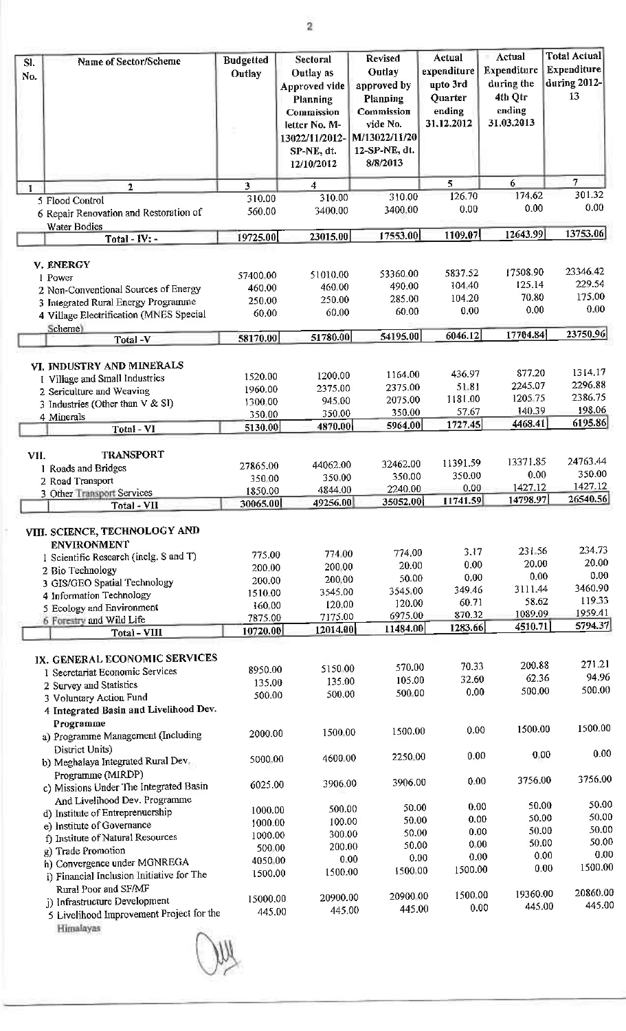| Sl. No. | Name of Sector/Scheme | Budgetted Outlay | Sectoral Outlay as Approved vide Planning Commission letter No. M-13022/11/2012-SP-NE, dt. 12/10/2012 | Revised Outlay approved by Planning Commission vide No. M/13022/11/2012-SP-NE, dt. 8/8/2013 | Actual expenditure upto 3rd Quarter ending 31.12.2012 | Actual Expenditure during the 4th Qtr ending 31.03.2013 | Total Actual Expenditure during 2012-13 |
|---|---|---|---|---|---|---|---|
| 1 | 2 | 3 | 4 | | 5 | 6 | 7 |
| | 5 Flood Control | 310.00 | 310.00 | 310.00 | 126.70 | 174.62 | 301.32 |
| | 6 Repair Renovation and Restoration of Water Bodies | 560.00 | 3400.00 | 3400.00 | 0.00 | 0.00 | 0.00 |
| | **Total - IV: -** | 19725.00 | 23015.00 | 17553.00 | 1109.07 | 12643.99 | 13753.06 |
| | **V. ENERGY** | | | | | | |
| | 1 Power | 57400.00 | 51010.00 | 53360.00 | 5837.52 | 17508.90 | 23346.42 |
| | 2 Non-Conventional Sources of Energy | 460.00 | 460.00 | 490.00 | 104.40 | 125.14 | 229.54 |
| | 3 Integrated Rural Energy Programme | 250.00 | 250.00 | 285.00 | 104.20 | 70.80 | 175.00 |
| | 4 Village Electrification (MNES Special Scheme) | 60.00 | 60.00 | 60.00 | 0.00 | 0.00 | 0.00 |
| | **Total -V** | 58170.00 | 51780.00 | 54195.00 | 6046.12 | 17704.84 | 23750.96 |
| | **VI. INDUSTRY AND MINERALS** | | | | | | |
| | 1 Village and Small Industries | 1520.00 | 1200.00 | 1164.00 | 436.97 | 877.20 | 1314.17 |
| | 2 Sericulture and Weaving | 1960.00 | 2375.00 | 2375.00 | 51.81 | 2245.07 | 2296.88 |
| | 3 Industries (Other than V & SI) | 1300.00 | 945.00 | 2075.00 | 1181.00 | 1205.75 | 2386.75 |
| | 4 Minerals | 350.00 | 350.00 | 350.00 | 57.67 | 140.39 | 198.06 |
| | **Total - VI** | 5130.00 | 4870.00 | 5964.00 | 1727.45 | 4468.41 | 6195.86 |
| VII. | **TRANSPORT** | | | | | | |
| | 1 Roads and Bridges | 27865.00 | 44062.00 | 32462.00 | 11391.59 | 13371.85 | 24763.44 |
| | 2 Road Transport | 350.00 | 350.00 | 350.00 | 350.00 | 0.00 | 350.00 |
| | 3 Other Transport Services | 1850.00 | 4844.00 | 2240.00 | 0.00 | 1427.12 | 1427.12 |
| | **Total - VII** | 30065.00 | 49256.00 | 35052.00 | 11741.59 | 14798.97 | 26540.56 |
| | **VIII. SCIENCE, TECHNOLOGY AND ENVIRONMENT** | | | | | | |
| | 1 Scientific Research (inclg. S and T) | 775.00 | 774.00 | 774.00 | 3.17 | 231.56 | 234.73 |
| | 2 Bio Technology | 200.00 | 200.00 | 20.00 | 0.00 | 20.00 | 20.00 |
| | 3 GIS/GEO Spatial Technology | 200.00 | 200.00 | 50.00 | 0.00 | 0.00 | 0.00 |
| | 4 Information Technology | 1510.00 | 3545.00 | 3545.00 | 349.46 | 3111.44 | 3460.90 |
| | 5 Ecology and Environment | 160.00 | 120.00 | 120.00 | 60.71 | 58.62 | 119.33 |
| | 6 Forestry and Wild Life | 7875.00 | 7175.00 | 6975.00 | 870.32 | 1089.09 | 1959.41 |
| | **Total - VIII** | 10720.00 | 12014.00 | 11484.00 | 1283.66 | 4510.71 | 5794.37 |
| | **IX. GENERAL ECONOMIC SERVICES** | | | | | | |
| | 1 Secretariat Economic Services | 8950.00 | 5150.00 | 570.00 | 70.33 | 200.88 | 271.21 |
| | 2 Survey and Statistics | 135.00 | 135.00 | 105.00 | 32.60 | 62.36 | 94.96 |
| | 3 Voluntary Action Fund | 500.00 | 500.00 | 500.00 | 0.00 | 500.00 | 500.00 |
| | 4 Integrated Basin and Livelihood Dev. Programme | | | | | | |
| | a) Programme Management (Including District Units) | 2000.00 | 1500.00 | 1500.00 | 0.00 | 1500.00 | 1500.00 |
| | b) Meghalaya Integrated Rural Dev. Programme (MIRDP) | 5000.00 | 4600.00 | 2250.00 | 0.00 | 0.00 | 0.00 |
| | c) Missions Under The Integrated Basin And Livelihood Dev. Programme | 6025.00 | 3906.00 | 3906.00 | 0.00 | 3756.00 | 3756.00 |
| | d) Institute of Entrepreneurship | 1000.00 | 500.00 | 50.00 | 0.00 | 50.00 | 50.00 |
| | e) Institute of Governance | 1000.00 | 100.00 | 50.00 | 0.00 | 50.00 | 50.00 |
| | f) Institute of Natural Resources | 1000.00 | 300.00 | 50.00 | 0.00 | 50.00 | 50.00 |
| | g) Trade Promotion | 500.00 | 200.00 | 50.00 | 0.00 | 50.00 | 50.00 |
| | h) Convergence under MGNREGA | 4050.00 | 0.00 | 0.00 | 0.00 | 0.00 | 0.00 |
| | i) Financial Inclusion Initiative for The Rural Poor and SF/MF | 1500.00 | 1500.00 | 1500.00 | 1500.00 | 0.00 | 1500.00 |
| | j) Infrastructure Development | 15000.00 | 20900.00 | 20900.00 | 1500.00 | 19360.00 | 20860.00 |
| | 5 Livelihood Improvement Project for the Himalayas | 445.00 | 445.00 | 445.00 | 0.00 | 445.00 | 445.00 |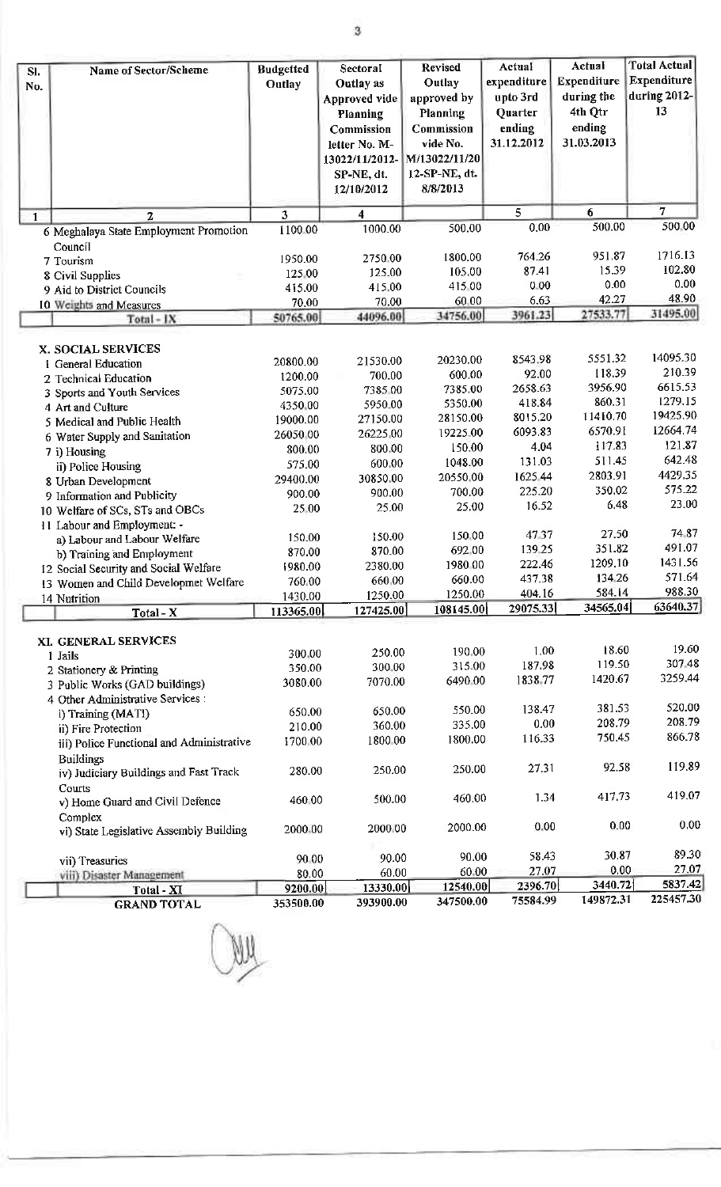| Sl. No. | Name of Sector/Scheme | Budgetted Outlay | Sectoral Outlay as Approved vide Planning Commission letter No. M-13022/11/2012-SP-NE, dt. 12/10/2012 | Revised Outlay approved by Planning Commission vide No. M/13022/11/2012-SP-NE, dt. 8/8/2013 | Actual expenditure upto 3rd Quarter ending 31.12.2012 | Actual Expenditure during the 4th Qtr ending 31.03.2013 | Total Actual Expenditure during 2012-13 |
|---|---|---|---|---|---|---|---|
| 1 | 2 | 3 | 4 | | 5 | 6 | 7 |
| | 6 Meghalaya State Employment Promotion Council | 1100.00 | 1000.00 | 500.00 | 0.00 | 500.00 | 500.00 |
| | 7 Tourism | 1950.00 | 2750.00 | 1800.00 | 764.26 | 951.87 | 1716.13 |
| | 8 Civil Supplies | 125.00 | 125.00 | 105.00 | 87.41 | 15.39 | 102.80 |
| | 9 Aid to District Councils | 415.00 | 415.00 | 415.00 | 0.00 | 0.00 | 0.00 |
| | 10 Weights and Measures | 70.00 | 70.00 | 60.00 | 6.63 | 42.27 | 48.90 |
| | Total - IX | 50765.00 | 44096.00 | 34756.00 | 3961.23 | 27533.77 | 31495.00 |
| | **X. SOCIAL SERVICES** | | | | | | |
| | 1 General Education | 20800.00 | 21530.00 | 20230.00 | 8543.98 | 5551.32 | 14095.30 |
| | 2 Technical Education | 1200.00 | 700.00 | 600.00 | 92.00 | 118.39 | 210.39 |
| | 3 Sports and Youth Services | 5075.00 | 7385.00 | 7385.00 | 2658.63 | 3956.90 | 6615.53 |
| | 4 Art and Culture | 4350.00 | 5950.00 | 5350.00 | 418.84 | 860.31 | 1279.15 |
| | 5 Medical and Public Health | 19000.00 | 27150.00 | 28150.00 | 8015.20 | 11410.70 | 19425.90 |
| | 6 Water Supply and Sanitation | 26050.00 | 26225.00 | 19225.00 | 6093.83 | 6570.91 | 12664.74 |
| | 7 i) Housing | 800.00 | 800.00 | 150.00 | 4.04 | 117.83 | 121.87 |
| | ii) Police Housing | 575.00 | 600.00 | 1048.00 | 131.03 | 511.45 | 642.48 |
| | 8 Urban Development | 29400.00 | 30850.00 | 20550.00 | 1625.44 | 2803.91 | 4429.35 |
| | 9 Information and Publicity | 900.00 | 900.00 | 700.00 | 225.20 | 350.02 | 575.22 |
| | 10 Welfare of SCs, STs and OBCs | 25.00 | 25.00 | 25.00 | 16.52 | 6.48 | 23.00 |
| | 11 Labour and Employment: - | | | | | | |
| | a) Labour and Labour Welfare | 150.00 | 150.00 | 150.00 | 47.37 | 27.50 | 74.87 |
| | b) Training and Employment | 870.00 | 870.00 | 692.00 | 139.25 | 351.82 | 491.07 |
| | 12 Social Security and Social Welfare | 1980.00 | 2380.00 | 1980.00 | 222.46 | 1209.10 | 1431.56 |
| | 13 Women and Child Developmet Welfare | 760.00 | 660.00 | 660.00 | 437.38 | 134.26 | 571.64 |
| | 14 Nutrition | 1430.00 | 1250.00 | 1250.00 | 404.16 | 584.14 | 988.30 |
| | Total - X | 113365.00 | 127425.00 | 108145.00 | 29075.33 | 34565.04 | 63640.37 |
| | **XI. GENERAL SERVICES** | | | | | | |
| | 1 Jails | 300.00 | 250.00 | 190.00 | 1.00 | 18.60 | 19.60 |
| | 2 Stationery & Printing | 350.00 | 300.00 | 315.00 | 187.98 | 119.50 | 307.48 |
| | 3 Public Works (GAD buildings) | 3080.00 | 7070.00 | 6490.00 | 1838.77 | 1420.67 | 3259.44 |
| | 4 Other Administrative Services : | | | | | | |
| | i) Training (MATI) | 650.00 | 650.00 | 550.00 | 138.47 | 381.53 | 520.00 |
| | ii) Fire Protection | 210.00 | 360.00 | 335.00 | 0.00 | 208.79 | 208.79 |
| | iii) Police Functional and Administrative Buildings | 1700.00 | 1800.00 | 1800.00 | 116.33 | 750.45 | 866.78 |
| | iv) Judiciary Buildings and Fast Track Courts | 280.00 | 250.00 | 250.00 | 27.31 | 92.58 | 119.89 |
| | v) Home Guard and Civil Defence Complex | 460.00 | 500.00 | 460.00 | 1.34 | 417.73 | 419.07 |
| | vi) State Legislative Assembly Building | 2000.00 | 2000.00 | 2000.00 | 0.00 | 0.00 | 0.00 |
| | vii) Treasuries | 90.00 | 90.00 | 90.00 | 58.43 | 30.87 | 89.30 |
| | viii) Disaster Management | 80.00 | 60.00 | 60.00 | 27.07 | 0.00 | 27.07 |
| | Total - XI | 9200.00 | 13330.00 | 12540.00 | 2396.70 | 3440.72 | 5837.42 |
| | **GRAND TOTAL** | 353500.00 | 393900.00 | 347500.00 | 75584.99 | 149872.31 | 225457.30 |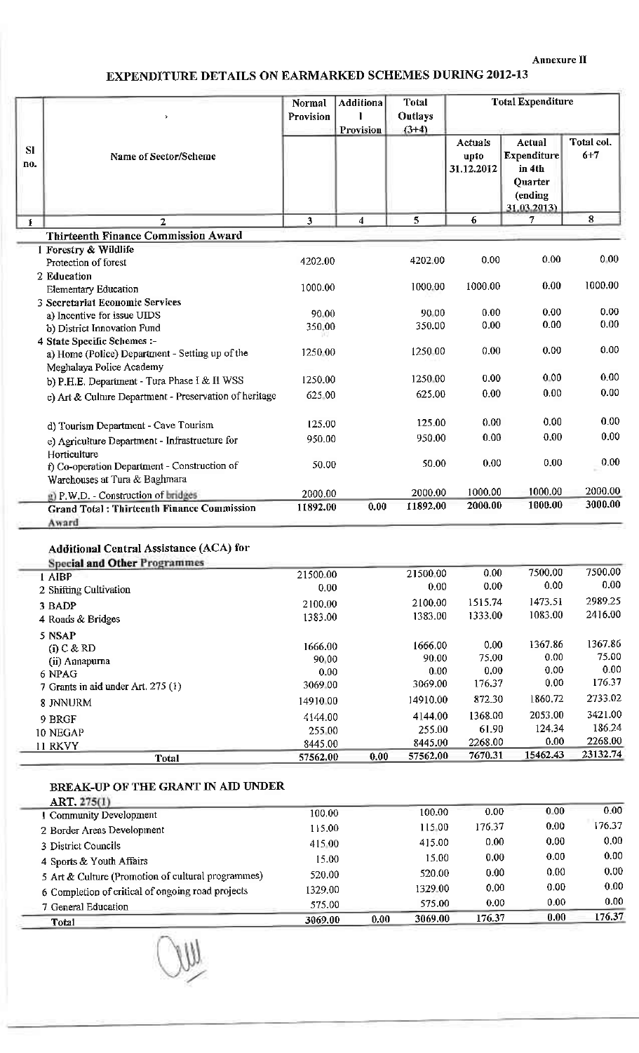Annexure II

## EXPENDITURE DETAILS ON EARMARKED SCHEMES DURING 2012-13

| Sl no. | Name of Sector/Scheme | Normal Provision | Additional Provision | Total Outlays (3+4) | Total Expenditure | | |
|---|---|---|---|---|---|---|---|
| | | | | | Actuals upto 31.12.2012 | Actual Expenditure in 4th Quarter (ending 31.03.2013) | Total col. 6+7 |
| 1 | 2 | 3 | 4 | 5 | 6 | 7 | 8 |
| | **Thirteenth Finance Commission Award** | | | | | | |
| | 1 Forestry & Wildlife | | | | | | |
| | Protection of forest | 4202.00 | | 4202.00 | 0.00 | 0.00 | 0.00 |
| | 2 Education | | | | | | |
| | Elementary Education | 1000.00 | | 1000.00 | 1000.00 | 0.00 | 1000.00 |
| | 3 Secretariat Economic Services | | | | | | |
| | a) Incentive for issue UIDS | 90.00 | | 90.00 | 0.00 | 0.00 | 0.00 |
| | b) District Innovation Fund | 350.00 | | 350.00 | 0.00 | 0.00 | 0.00 |
| | 4 State Specific Schemes :- | | | | | | |
| | a) Home (Police) Department - Setting up of the Meghalaya Police Academy | 1250.00 | | 1250.00 | 0.00 | 0.00 | 0.00 |
| | b) P.H.E. Department - Tura Phase I & II WSS | 1250.00 | | 1250.00 | 0.00 | 0.00 | 0.00 |
| | c) Art & Culture Department - Preservation of heritage | 625.00 | | 625.00 | 0.00 | 0.00 | 0.00 |
| | d) Tourism Department - Cave Tourism | 125.00 | | 125.00 | 0.00 | 0.00 | 0.00 |
| | e) Agriculture Department - Infrastructure for Horticulture | 950.00 | | 950.00 | 0.00 | 0.00 | 0.00 |
| | f) Co-operation Department - Construction of Warehouses at Tura & Baghmara | 50.00 | | 50.00 | 0.00 | 0.00 | 0.00 |
| | g) P.W.D. - Construction of bridges | 2000.00 | | 2000.00 | 1000.00 | 1000.00 | 2000.00 |
| | **Grand Total : Thirteenth Finance Commission Award** | 11892.00 | 0.00 | 11892.00 | 2000.00 | 1000.00 | 3000.00 |

### Additional Central Assistance (ACA) for Special and Other Programmes

| Name of Sector/Scheme | Normal Provision | Additional Provision | Total Outlays (3+4) | Actuals upto 31.12.2012 | Actual Expenditure in 4th Quarter (ending 31.03.2013) | Total col. 6+7 |
|---|---|---|---|---|---|---|
| 1 AIBP | 21500.00 | | 21500.00 | 0.00 | 7500.00 | 7500.00 |
| 2 Shifting Cultivation | 0.00 | | 0.00 | 0.00 | 0.00 | 0.00 |
| 3 BADP | 2100.00 | | 2100.00 | 1515.74 | 1473.51 | 2989.25 |
| 4 Roads & Bridges | 1383.00 | | 1383.00 | 1333.00 | 1083.00 | 2416.00 |
| 5 NSAP | | | | | | |
| (i) C & RD | 1666.00 | | 1666.00 | 0.00 | 1367.86 | 1367.86 |
| (ii) Annapurna | 90.00 | | 90.00 | 75.00 | 0.00 | 75.00 |
| 6 NPAG | 0.00 | | 0.00 | 0.00 | 0.00 | 0.00 |
| 7 Grants in aid under Art. 275 (1) | 3069.00 | | 3069.00 | 176.37 | 0.00 | 176.37 |
| 8 JNNURM | 14910.00 | | 14910.00 | 872.30 | 1860.72 | 2733.02 |
| 9 BRGF | 4144.00 | | 4144.00 | 1368.00 | 2053.00 | 3421.00 |
| 10 NEGAP | 255.00 | | 255.00 | 61.90 | 124.34 | 186.24 |
| 11 RKVY | 8445.00 | | 8445.00 | 2268.00 | 0.00 | 2268.00 |
| **Total** | 57562.00 | 0.00 | 57562.00 | 7670.31 | 15462.43 | 23132.74 |

### BREAK-UP OF THE GRANT IN AID UNDER ART. 275(1)

| Name of Sector/Scheme | Normal Provision | Additional Provision | Total Outlays (3+4) | Actuals upto 31.12.2012 | Actual Expenditure in 4th Quarter (ending 31.03.2013) | Total col. 6+7 |
|---|---|---|---|---|---|---|
| 1 Community Development | 100.00 | | 100.00 | 0.00 | 0.00 | 0.00 |
| 2 Border Areas Development | 115.00 | | 115.00 | 176.37 | 0.00 | 176.37 |
| 3 District Councils | 415.00 | | 415.00 | 0.00 | 0.00 | 0.00 |
| 4 Sports & Youth Affairs | 15.00 | | 15.00 | 0.00 | 0.00 | 0.00 |
| 5 Art & Culture (Promotion of cultural programmes) | 520.00 | | 520.00 | 0.00 | 0.00 | 0.00 |
| 6 Completion of critical of ongoing road projects | 1329.00 | | 1329.00 | 0.00 | 0.00 | 0.00 |
| 7 General Education | 575.00 | | 575.00 | 0.00 | 0.00 | 0.00 |
| **Total** | 3069.00 | 0.00 | 3069.00 | 176.37 | 0.00 | 176.37 |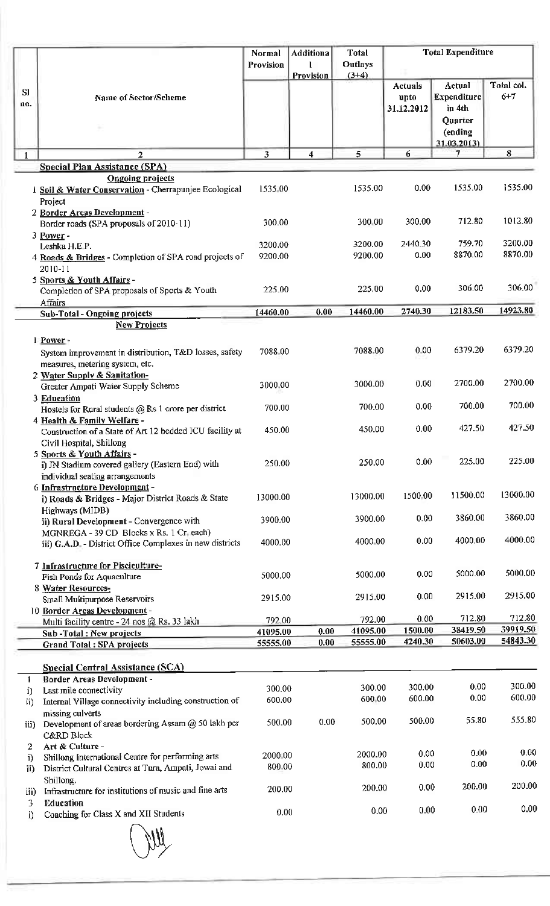| Sl no. | Name of Sector/Scheme | Normal Provision | Additional Provision | Total Outlays (3+4) | Total Expenditure | | |
|---|---|---|---|---|---|---|---|
| | | | | | Actuals upto 31.12.2012 | Actual Expenditure in 4th Quarter (ending 31.03.2013) | Total col. 6+7 |
| 1 | 2 | 3 | 4 | 5 | 6 | 7 | 8 |
| | **Special Plan Assistance (SPA)** | | | | | | |
| | **Ongoing projects** | | | | | | |
| | 1 **Soil & Water Conservation** - Cherrapunjee Ecological Project | 1535.00 | | 1535.00 | 0.00 | 1535.00 | 1535.00 |
| | 2 **Border Areas Development** - Border roads (SPA proposals of 2010-11) | 300.00 | | 300.00 | 300.00 | 712.80 | 1012.80 |
| | 3 **Power** - Leshka H.E.P. | 3200.00 | | 3200.00 | 2440.30 | 759.70 | 3200.00 |
| | 4 **Roads & Bridges** - Completion of SPA road projects of 2010-11 | 9200.00 | | 9200.00 | 0.00 | 8870.00 | 8870.00 |
| | 5 **Sports & Youth Affairs** - Completion of SPA proposals of Sports & Youth Affairs | 225.00 | | 225.00 | 0.00 | 306.00 | 306.00 |
| | **Sub-Total - Ongoing projects** | 14460.00 | 0.00 | 14460.00 | 2740.30 | 12183.50 | 14923.80 |
| | **New Projects** | | | | | | |
| | 1 **Power** - System improvement in distribution, T&D losses, safety measures, metering system, etc. | 7088.00 | | 7088.00 | 0.00 | 6379.20 | 6379.20 |
| | 2 **Water Supply & Sanitation**- Greater Ampati Water Supply Scheme | 3000.00 | | 3000.00 | 0.00 | 2700.00 | 2700.00 |
| | 3 **Education** Hostels for Rural students @ Rs 1 crore per district | 700.00 | | 700.00 | 0.00 | 700.00 | 700.00 |
| | 4 **Health & Family Welfare** - Construction of a State of Art 12 bedded ICU facility at Civil Hospital, Shillong | 450.00 | | 450.00 | 0.00 | 427.50 | 427.50 |
| | 5 **Sports & Youth Affairs** - i) JN Stadium covered gallery (Eastern End) with individual seating arrangements | 250.00 | | 250.00 | 0.00 | 225.00 | 225.00 |
| | 6 **Infrastructure Development** - i) Roads & Bridges - Major District Roads & State Highways (MIDB) | 13000.00 | | 13000.00 | 1500.00 | 11500.00 | 13000.00 |
| | ii) Rural Development - Convergence with MGNREGA - 39 CD Blocks x Rs. 1 Cr. each) | 3900.00 | | 3900.00 | 0.00 | 3860.00 | 3860.00 |
| | iii) G.A.D. - District Office Complexes in new districts | 4000.00 | | 4000.00 | 0.00 | 4000.00 | 4000.00 |
| | 7 **Infrastructure for Pisciculture**- Fish Ponds for Aquaculture | 5000.00 | | 5000.00 | 0.00 | 5000.00 | 5000.00 |
| | 8 **Water Resources**- Small Multipurpose Reservoirs | 2915.00 | | 2915.00 | 0.00 | 2915.00 | 2915.00 |
| | 10 **Border Areas Development** - Multi facility centre - 24 nos @ Rs. 33 lakh | 792.00 | | 792.00 | 0.00 | 712.80 | 712.80 |
| | **Sub -Total : New projects** | 41095.00 | 0.00 | 41095.00 | 1500.00 | 38419.50 | 39919.50 |
| | **Grand Total : SPA projects** | 55555.00 | 0.00 | 55555.00 | 4240.30 | 50603.00 | 54843.30 |
| | **Special Central Assistance (SCA)** | | | | | | |
| 1 | **Border Areas Development** - | | | | | | |
| i) | Last mile connectivity | 300.00 | | 300.00 | 300.00 | 0.00 | 300.00 |
| ii) | Internal Village connectivity including construction of missing culverts | 600.00 | | 600.00 | 600.00 | 0.00 | 600.00 |
| iii) | Development of areas bordering Assam @ 50 lakh per C&RD Block | 500.00 | 0.00 | 500.00 | 500.00 | 55.80 | 555.80 |
| 2 | Art & Culture - | | | | | | |
| i) | Shillong International Centre for performing arts | 2000.00 | | 2000.00 | 0.00 | 0.00 | 0.00 |
| ii) | District Cultural Centres at Tura, Ampati, Jowai and Shillong. | 800.00 | | 800.00 | 0.00 | 0.00 | 0.00 |
| iii) | Infrastructure for institutions of music and fine arts | 200.00 | | 200.00 | 0.00 | 200.00 | 200.00 |
| 3 | **Education** | | | | | | |
| i) | Coaching for Class X and XII Students | 0.00 | | 0.00 | 0.00 | 0.00 | 0.00 |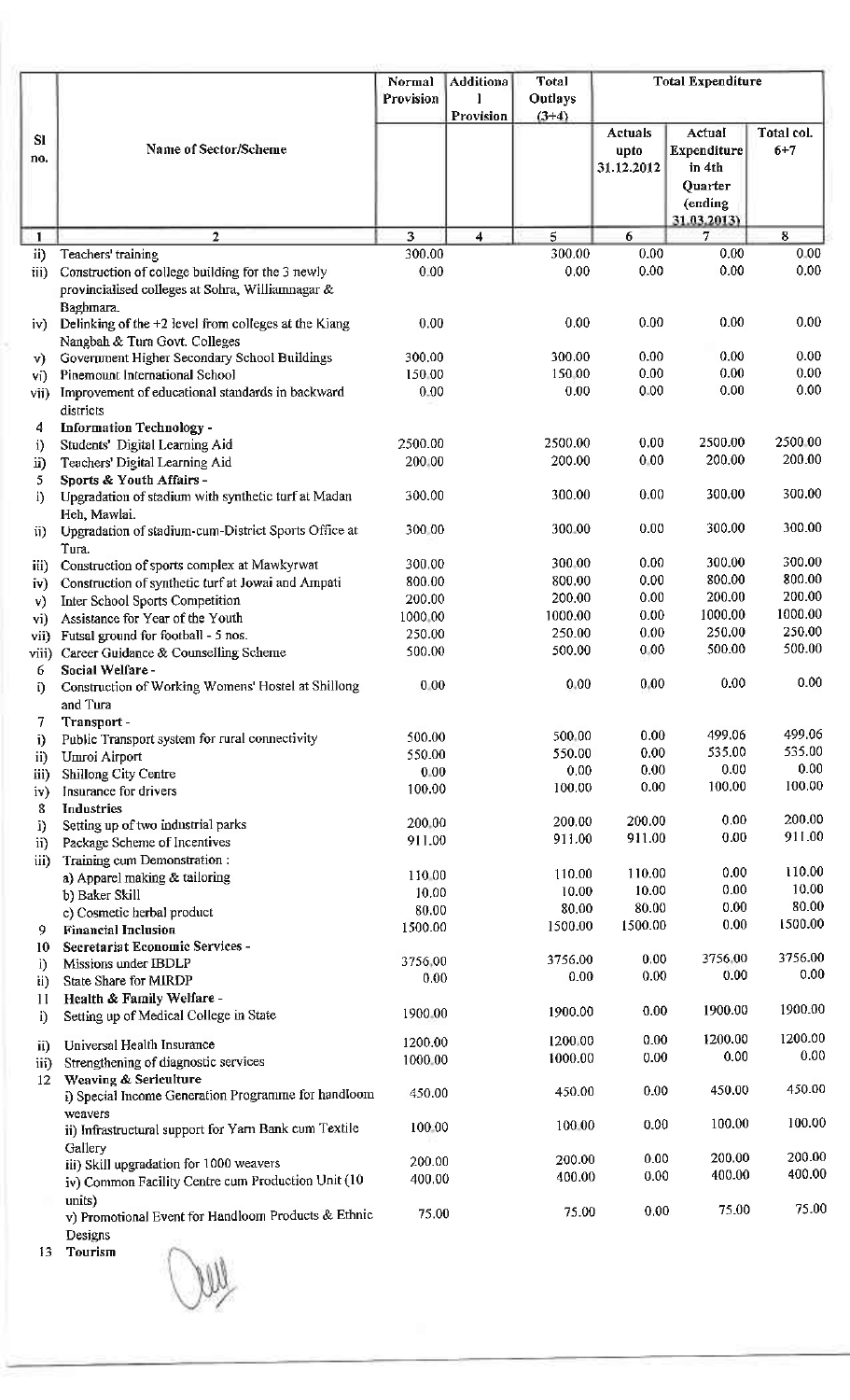| Sl no. | Name of Sector/Scheme | Normal Provision | Additional Provision | Total Outlays (3+4) | Total Expenditure | | |
|---|---|---|---|---|---|---|---|
| | | | | | Actuals upto 31.12.2012 | Actual Expenditure in 4th Quarter (ending 31.03.2013) | Total col. 6+7 |
| 1 | 2 | 3 | 4 | 5 | 6 | 7 | 8 |
| ii) | Teachers' training | 300.00 | | 300.00 | 0.00 | 0.00 | 0.00 |
| iii) | Construction of college building for the 3 newly provincialised colleges at Sohra, Williamnagar & Baghmara. | 0.00 | | 0.00 | 0.00 | 0.00 | 0.00 |
| iv) | Delinking of the +2 level from colleges at the Kiang Nangbah & Tura Govt. Colleges | 0.00 | | 0.00 | 0.00 | 0.00 | 0.00 |
| v) | Government Higher Secondary School Buildings | 300.00 | | 300.00 | 0.00 | 0.00 | 0.00 |
| vi) | Pinemount International School | 150.00 | | 150.00 | 0.00 | 0.00 | 0.00 |
| vii) | Improvement of educational standards in backward districts | 0.00 | | 0.00 | 0.00 | 0.00 | 0.00 |
| 4 | **Information Technology -** | | | | | | |
| i) | Students' Digital Learning Aid | 2500.00 | | 2500.00 | 0.00 | 2500.00 | 2500.00 |
| ii) | Teachers' Digital Learning Aid | 200.00 | | 200.00 | 0.00 | 200.00 | 200.00 |
| 5 | **Sports & Youth Affairs -** | | | | | | |
| i) | Upgradation of stadium with synthetic turf at Madan Heh, Mawlai. | 300.00 | | 300.00 | 0.00 | 300.00 | 300.00 |
| ii) | Upgradation of stadium-cum-District Sports Office at Tura. | 300.00 | | 300.00 | 0.00 | 300.00 | 300.00 |
| iii) | Construction of sports complex at Mawkyrwat | 300.00 | | 300.00 | 0.00 | 300.00 | 300.00 |
| iv) | Construction of synthetic turf at Jowai and Ampati | 800.00 | | 800.00 | 0.00 | 800.00 | 800.00 |
| v) | Inter School Sports Competition | 200.00 | | 200.00 | 0.00 | 200.00 | 200.00 |
| vi) | Assistance for Year of the Youth | 1000.00 | | 1000.00 | 0.00 | 1000.00 | 1000.00 |
| vii) | Futsal ground for football - 5 nos. | 250.00 | | 250.00 | 0.00 | 250.00 | 250.00 |
| viii) | Career Guidance & Counselling Scheme | 500.00 | | 500.00 | 0.00 | 500.00 | 500.00 |
| 6 | **Social Welfare -** | | | | | | |
| i) | Construction of Working Womens' Hostel at Shillong and Tura | 0.00 | | 0.00 | 0.00 | 0.00 | 0.00 |
| 7 | **Transport -** | | | | | | |
| i) | Public Transport system for rural connectivity | 500.00 | | 500.00 | 0.00 | 499.06 | 499.06 |
| ii) | Umroi Airport | 550.00 | | 550.00 | 0.00 | 535.00 | 535.00 |
| iii) | Shillong City Centre | 0.00 | | 0.00 | 0.00 | 0.00 | 0.00 |
| iv) | Insurance for drivers | 100.00 | | 100.00 | 0.00 | 100.00 | 100.00 |
| 8 | **Industries** | | | | | | |
| i) | Setting up of two industrial parks | 200.00 | | 200.00 | 200.00 | 0.00 | 200.00 |
| ii) | Package Scheme of Incentives | 911.00 | | 911.00 | 911.00 | 0.00 | 911.00 |
| iii) | Training cum Demonstration : | | | | | | |
| | a) Apparel making & tailoring | 110.00 | | 110.00 | 110.00 | 0.00 | 110.00 |
| | b) Baker Skill | 10.00 | | 10.00 | 10.00 | 0.00 | 10.00 |
| | c) Cosmetic herbal product | 80.00 | | 80.00 | 80.00 | 0.00 | 80.00 |
| 9 | **Financial Inclusion** | 1500.00 | | 1500.00 | 1500.00 | 0.00 | 1500.00 |
| 10 | **Secretariat Economic Services -** | | | | | | |
| i) | Missions under IBDLP | 3756.00 | | 3756.00 | 0.00 | 3756.00 | 3756.00 |
| ii) | State Share for MIRDP | 0.00 | | 0.00 | 0.00 | 0.00 | 0.00 |
| 11 | **Health & Family Welfare -** | | | | | | |
| i) | Setting up of Medical College in State | 1900.00 | | 1900.00 | 0.00 | 1900.00 | 1900.00 |
| ii) | Universal Health Insurance | 1200.00 | | 1200.00 | 0.00 | 1200.00 | 1200.00 |
| iii) | Strengthening of diagnostic services | 1000.00 | | 1000.00 | 0.00 | 0.00 | 0.00 |
| 12 | **Weaving & Sericulture** | | | | | | |
| | i) Special Income Generation Programme for handloom weavers | 450.00 | | 450.00 | 0.00 | 450.00 | 450.00 |
| | ii) Infrastructural support for Yarn Bank cum Textile Gallery | 100.00 | | 100.00 | 0.00 | 100.00 | 100.00 |
| | iii) Skill upgradation for 1000 weavers | 200.00 | | 200.00 | 0.00 | 200.00 | 200.00 |
| | iv) Common Facility Centre cum Production Unit (10 units) | 400.00 | | 400.00 | 0.00 | 400.00 | 400.00 |
| | v) Promotional Event for Handloom Products & Ethnic Designs | 75.00 | | 75.00 | 0.00 | 75.00 | 75.00 |
| 13 | **Tourism** | | | | | | |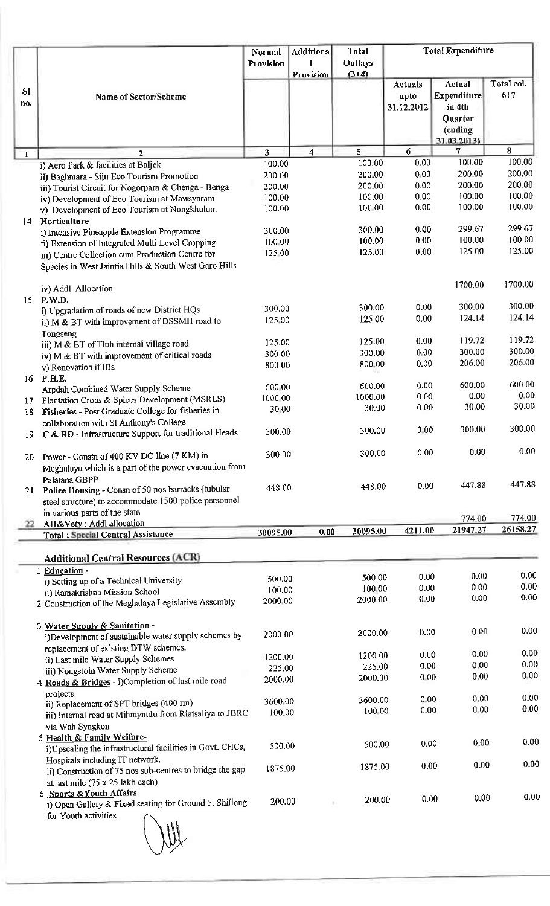| Sl no. | Name of Sector/Scheme | Normal Provision | Additional Provision | Total Outlays (3+4) | Total Expenditure | | |
|---|---|---|---|---|---|---|---|
| | | | | | Actuals upto 31.12.2012 | Actual Expenditure in 4th Quarter (ending 31.03.2013) | Total col. 6+7 |
| 1 | 2 | 3 | 4 | 5 | 6 | 7 | 8 |
| | i) Aero Park & facilities at Baljek | 100.00 | | 100.00 | 0.00 | 100.00 | 100.00 |
| | ii) Baghmara - Siju Eco Tourism Promotion | 200.00 | | 200.00 | 0.00 | 200.00 | 200.00 |
| | iii) Tourist Circuit for Nogorpara & Chenga - Benga | 200.00 | | 200.00 | 0.00 | 200.00 | 200.00 |
| | iv) Development of Eco Tourism at Mawsynram | 100.00 | | 100.00 | 0.00 | 100.00 | 100.00 |
| | v) Development of Eco Tourism at Nongkhulum | 100.00 | | 100.00 | 0.00 | 100.00 | 100.00 |
| 14 | Horticulture | | | | | | |
| | i) Intensive Pineapple Extension Programme | 300.00 | | 300.00 | 0.00 | 299.67 | 299.67 |
| | ii) Extension of Integrated Multi Level Cropping | 100.00 | | 100.00 | 0.00 | 100.00 | 100.00 |
| | iii) Centre Collection cum Production Centre for Species in West Jaintia Hills & South West Garo Hills | 125.00 | | 125.00 | 0.00 | 125.00 | 125.00 |
| | iv) Addl. Allocation | | | | | 1700.00 | 1700.00 |
| 15 | P.W.D. | | | | | | |
| | i) Upgradation of roads of new District HQs | 300.00 | | 300.00 | 0.00 | 300.00 | 300.00 |
| | ii) M & BT with improvement of DSSMH road to Tongseng | 125.00 | | 125.00 | 0.00 | 124.14 | 124.14 |
| | iii) M & BT of Tluh internal village road | 125.00 | | 125.00 | 0.00 | 119.72 | 119.72 |
| | iv) M & BT with improvement of critical roads | 300.00 | | 300.00 | 0.00 | 300.00 | 300.00 |
| | v) Renovation if IBs | 800.00 | | 800.00 | 0.00 | 206.00 | 206.00 |
| 16 | P.H.E. | | | | | | |
| | Arpdah Combined Water Supply Scheme | 600.00 | | 600.00 | 0.00 | 600.00 | 600.00 |
| 17 | Plantation Crops & Spices Development (MSRLS) | 1000.00 | | 1000.00 | 0.00 | 0.00 | 0.00 |
| 18 | Fisheries - Post Graduate College for fisheries in collaboration with St Anthony's College | 30.00 | | 30.00 | 0.00 | 30.00 | 30.00 |
| 19 | C & RD - Infrastructure Support for traditional Heads | 300.00 | | 300.00 | 0.00 | 300.00 | 300.00 |
| 20 | Power - Constn of 400 KV DC line (7 KM) in Meghalaya which is a part of the power evacuation from Palatana GBPP | 300.00 | | 300.00 | 0.00 | 0.00 | 0.00 |
| 21 | Police Housing - Consn of 50 nos barracks (tubular steel structure) to accommodate 1500 police personnel in various parts of the state | 448.00 | | 448.00 | 0.00 | 447.88 | 447.88 |
| 22 | AH&Vety : Addl allocation | | | | | 774.00 | 774.00 |
| | **Total : Special Central Assistance** | 30095.00 | 0.00 | 30095.00 | 4211.00 | 21947.27 | 26158.27 |
| | **Additional Central Resources (ACR)** | | | | | | |
| | 1 **Education -** | | | | | | |
| | i) Setting up of a Technical University | 500.00 | | 500.00 | 0.00 | 0.00 | 0.00 |
| | ii) Ramakrishna Mission School | 100.00 | | 100.00 | 0.00 | 0.00 | 0.00 |
| | 2 Construction of the Meghalaya Legislative Assembly | 2000.00 | | 2000.00 | 0.00 | 0.00 | 0.00 |
| | 3 **Water Supply & Sanitation -** | | | | | | |
| | i)Development of sustainable water supply schemes by replacement of existing DTW schemes. | 2000.00 | | 2000.00 | 0.00 | 0.00 | 0.00 |
| | ii) Last mile Water Supply Schemes | 1200.00 | | 1200.00 | 0.00 | 0.00 | 0.00 |
| | iii) Nongstoin Water Supply Scheme | 225.00 | | 225.00 | 0.00 | 0.00 | 0.00 |
| | 4 **Roads & Bridges** - i)Completion of last mile road projects | 2000.00 | | 2000.00 | 0.00 | 0.00 | 0.00 |
| | ii) Replacement of SPT bridges (400 rm) | 3600.00 | | 3600.00 | 0.00 | 0.00 | 0.00 |
| | iii) Internal road at Mihmyntdu from Riatsaliya to JBRC via Wah Syngkon | 100.00 | | 100.00 | 0.00 | 0.00 | 0.00 |
| | 5 **Health & Family Welfare-** | | | | | | |
| | i)Upscaling the infrastructural facilities in Govt. CHCs, Hospitals including IT network. | 500.00 | | 500.00 | 0.00 | 0.00 | 0.00 |
| | ii) Construction of 75 nos sub-centres to bridge the gap at last mile (75 x 25 lakh each) | 1875.00 | | 1875.00 | 0.00 | 0.00 | 0.00 |
| | 6 **Sports & Youth Affairs** | | | | | | |
| | i) Open Gallery & Fixed seating for Ground 5, Shillong for Youth activities | 200.00 | | 200.00 | 0.00 | 0.00 | 0.00 |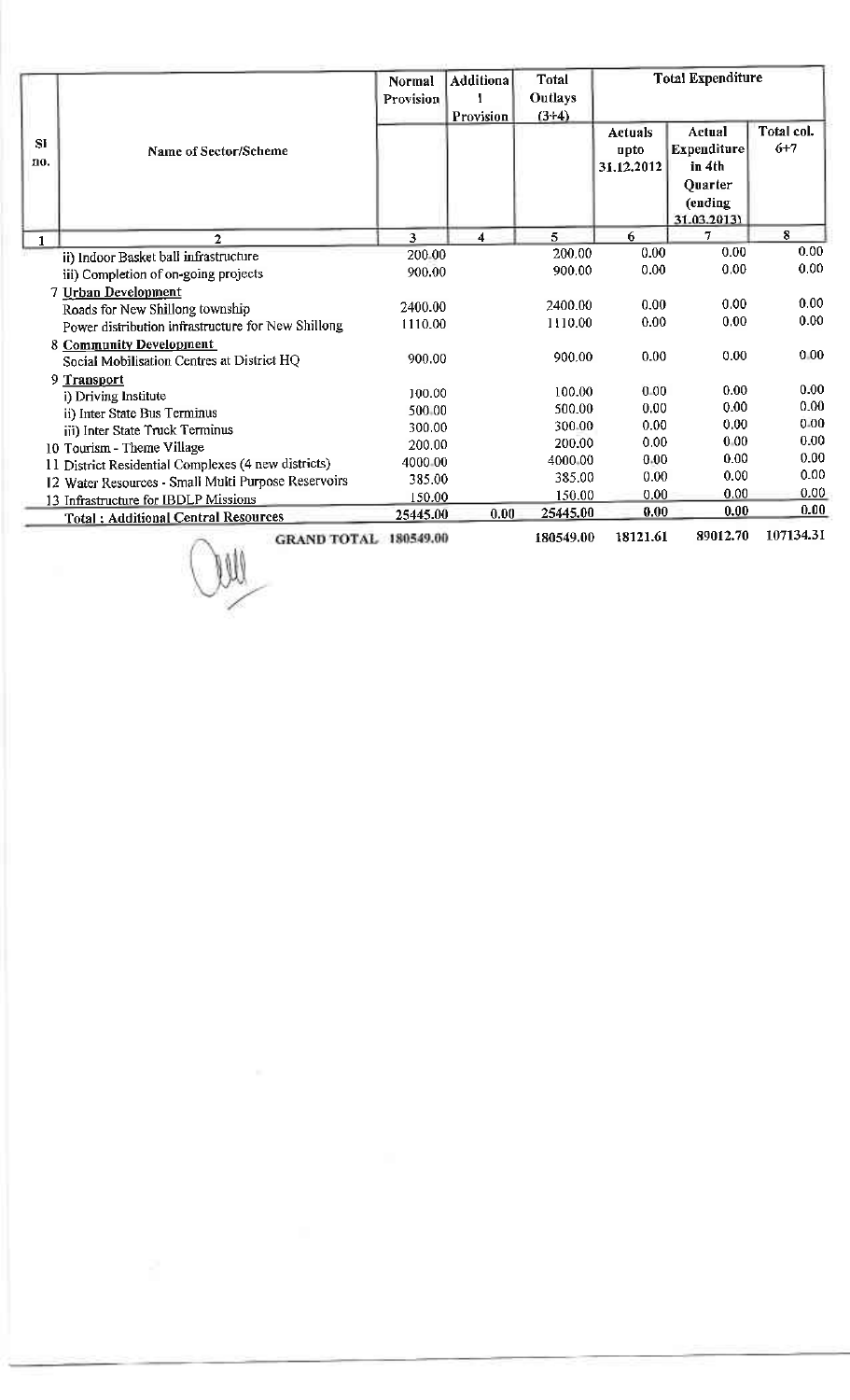| Sl no. | Name of Sector/Scheme | Normal Provision | Additional Provision | Total Outlays (3+4) | Total Expenditure | | |
|---|---|---|---|---|---|---|---|
| | | | | | Actuals upto 31.12.2012 | Actual Expenditure in 4th Quarter (ending 31.03.2013) | Total col. 6+7 |
| 1 | 2 | 3 | 4 | 5 | 6 | 7 | 8 |
| | ii) Indoor Basket ball infrastructure | 200.00 | | 200.00 | 0.00 | 0.00 | 0.00 |
| | iii) Completion of on-going projects | 900.00 | | 900.00 | 0.00 | 0.00 | 0.00 |
| 7 | **Urban Development** | | | | | | |
| | Roads for New Shillong township | 2400.00 | | 2400.00 | 0.00 | 0.00 | 0.00 |
| | Power distribution infrastructure for New Shillong | 1110.00 | | 1110.00 | 0.00 | 0.00 | 0.00 |
| 8 | **Community Development** | | | | | | |
| | Social Mobilisation Centres at District HQ | 900.00 | | 900.00 | 0.00 | 0.00 | 0.00 |
| 9 | **Transport** | | | | | | |
| | i) Driving Institute | 100.00 | | 100.00 | 0.00 | 0.00 | 0.00 |
| | ii) Inter State Bus Terminus | 500.00 | | 500.00 | 0.00 | 0.00 | 0.00 |
| | iii) Inter State Truck Terminus | 300.00 | | 300.00 | 0.00 | 0.00 | 0.00 |
| 10 | Tourism - Theme Village | 200.00 | | 200.00 | 0.00 | 0.00 | 0.00 |
| 11 | District Residential Complexes (4 new districts) | 4000.00 | | 4000.00 | 0.00 | 0.00 | 0.00 |
| 12 | Water Resources - Small Multi Purpose Reservoirs | 385.00 | | 385.00 | 0.00 | 0.00 | 0.00 |
| 13 | Infrastructure for IBDLP Missions | 150.00 | | 150.00 | 0.00 | 0.00 | 0.00 |
| | **Total : Additional Central Resources** | **25445.00** | **0.00** | **25445.00** | **0.00** | **0.00** | **0.00** |
| | **GRAND TOTAL** | **180549.00** | | **180549.00** | **18121.61** | **89012.70** | **107134.31** |